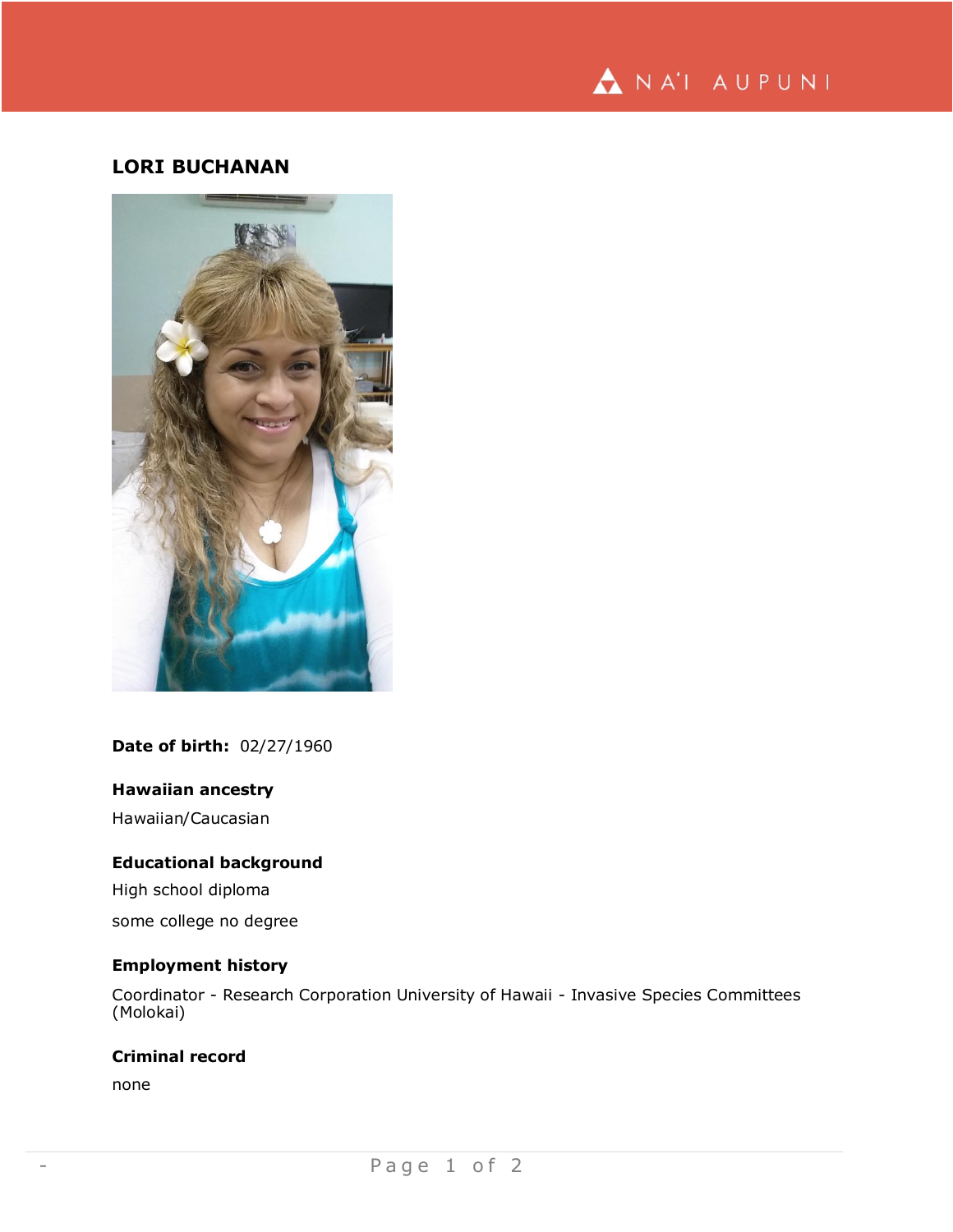# LORI BUCHANAN

**Date of birth:** 02/27/1960

## Hawaiian ancestry

Hawaiian/Caucasian

## Educational background

High school diploma

some college no degree

## Employment history

Coordinator - Research Corporation University of Hawaii - Invasive Species Committees (Molokai)

## Criminal record

none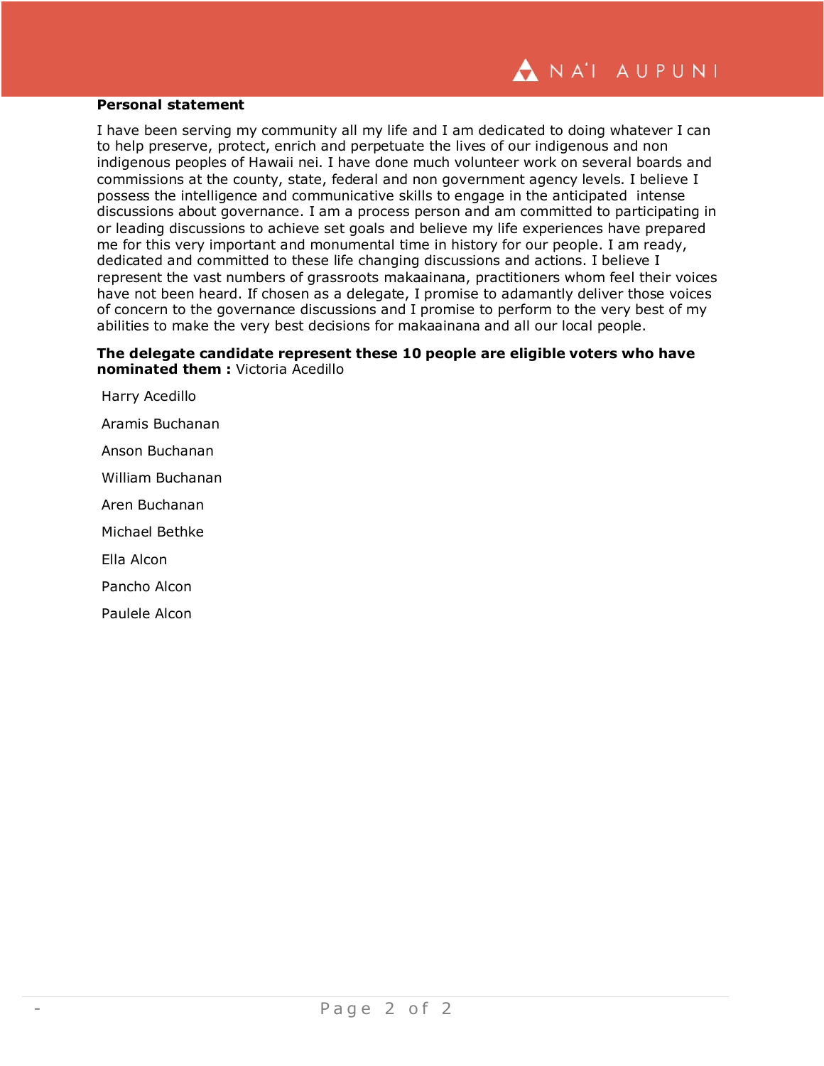**Personal statement**

I have been serving my community all my life and I am dedicated to doing whatever I can to help preserve, protect, enrich and perpetuate the lives of our indigenous and non indigenous peoples of Hawaii nei. I have done much volunteer work on several boards and commissions at the county, state, federal and non government agency levels. I believe I possess the intelligence and communicative skills to engage in the anticipated intense discussions about governance. I am a process person and am committed to participating in or leading discussions to achieve set goals and believe my life experiences have prepared me for this very important and monumental time in history for our people. I am ready, dedicated and committed to these life changing discussions and actions. I believe I represent the vast numbers of grassroots makaainana, practitioners whom feel their voices have not been heard. If chosen as a delegate, I promise to adamantly deliver those voices of concern to the governance discussions and I promise to perform to the very best of my abilities to make the very best decisions for makaainana and all our local people.

**The delegate candidate represent these 10 people are eligible voters who have nominated them :** Victoria Acedillo

Harry Acedillo

Aramis Buchanan

Anson Buchanan

William Buchanan

Aren Buchanan

Michael Bethke

Ella Alcon

Pancho Alcon

Paulele Alcon